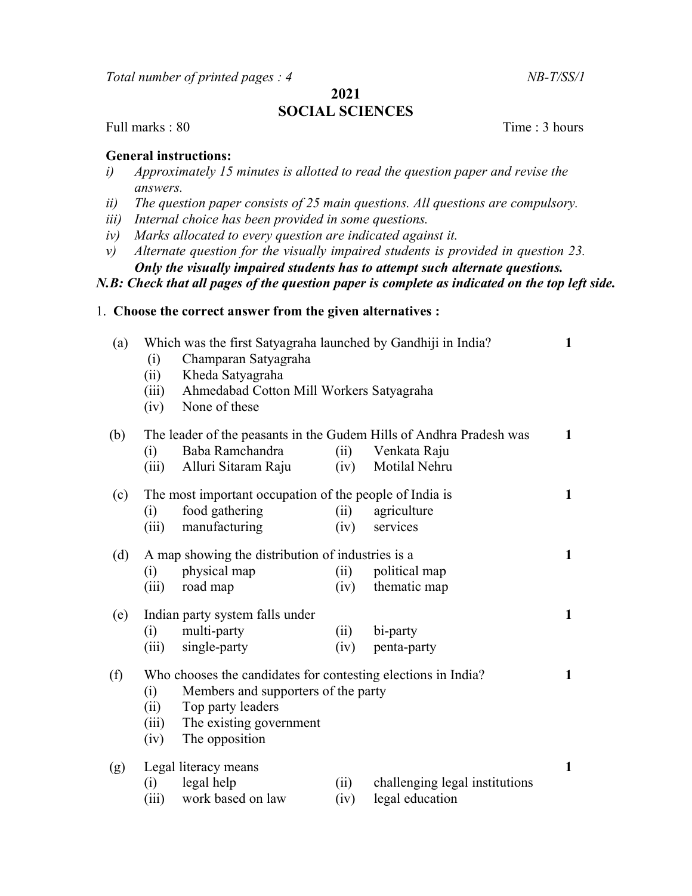*Total number of printed pages : 4* *NB-T/SS/1*

## 2021
## SOCIAL SCIENCES

Full marks : 80 Time : 3 hours

**General instructions:**

*i) Approximately 15 minutes is allotted to read the question paper and revise the answers.*
*ii) The question paper consists of 25 main questions. All questions are compulsory.*
*iii) Internal choice has been provided in some questions.*
*iv) Marks allocated to every question are indicated against it.*
*v) Alternate question for the visually impaired students is provided in question 23.*
***Only the visually impaired students has to attempt such alternate questions.***

***N.B: Check that all pages of the question paper is complete as indicated on the top left side.***

1. **Choose the correct answer from the given alternatives :**

(a) Which was the first Satyagraha launched by Gandhiji in India? **1**
 (i) Champaran Satyagraha
 (ii) Kheda Satyagraha
 (iii) Ahmedabad Cotton Mill Workers Satyagraha
 (iv) None of these

(b) The leader of the peasants in the Gudem Hills of Andhra Pradesh was **1**
 (i) Baba Ramchandra (ii) Venkata Raju
 (iii) Alluri Sitaram Raju (iv) Motilal Nehru

(c) The most important occupation of the people of India is **1**
 (i) food gathering (ii) agriculture
 (iii) manufacturing (iv) services

(d) A map showing the distribution of industries is a **1**
 (i) physical map (ii) political map
 (iii) road map (iv) thematic map

(e) Indian party system falls under **1**
 (i) multi-party (ii) bi-party
 (iii) single-party (iv) penta-party

(f) Who chooses the candidates for contesting elections in India? **1**
 (i) Members and supporters of the party
 (ii) Top party leaders
 (iii) The existing government
 (iv) The opposition

(g) Legal literacy means **1**
 (i) legal help (ii) challenging legal institutions
 (iii) work based on law (iv) legal education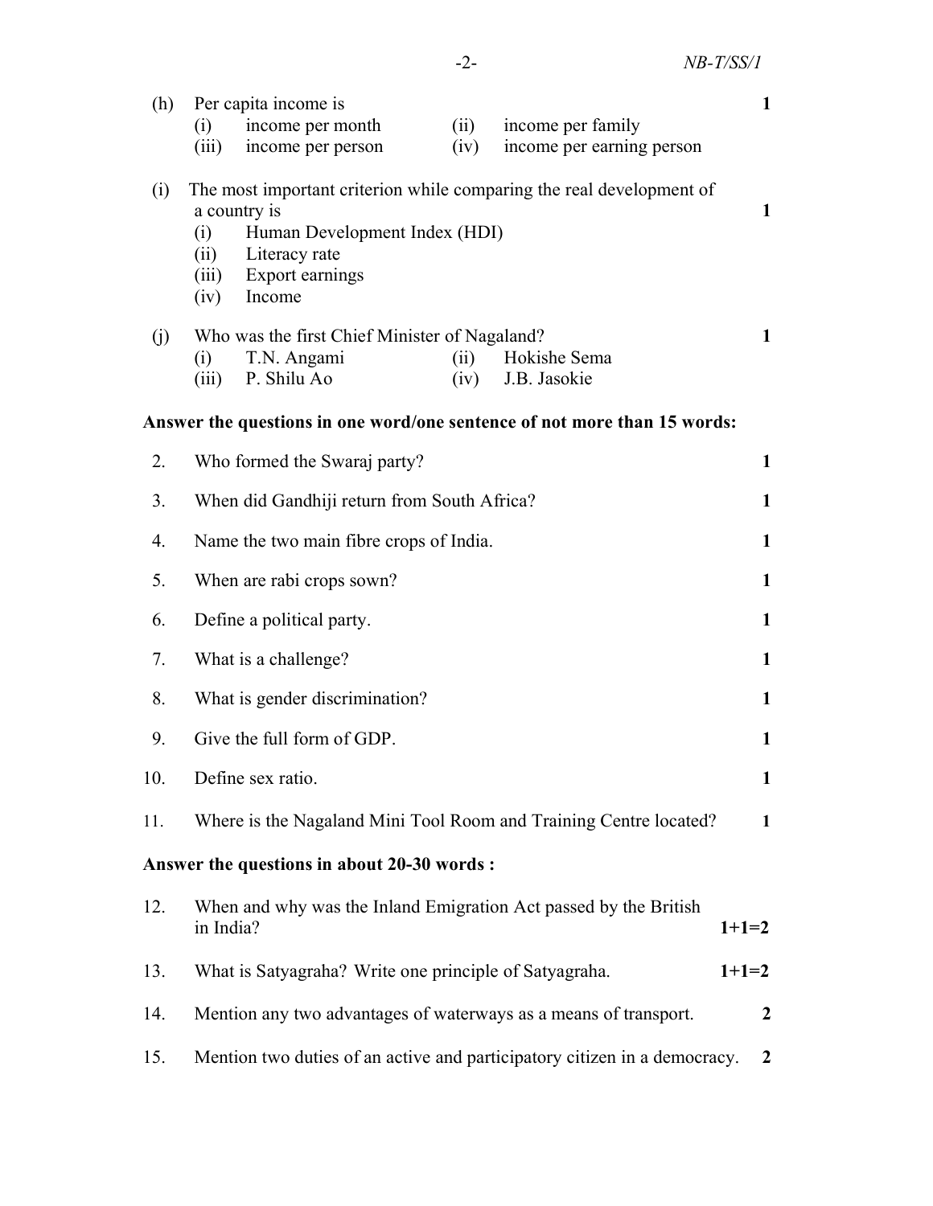(h) Per capita income is **1**

(i) income per month (ii) income per family
(iii) income per person (iv) income per earning person

(i) The most important criterion while comparing the real development of a country is **1**

(i) Human Development Index (HDI)
(ii) Literacy rate
(iii) Export earnings
(iv) Income

(j) Who was the first Chief Minister of Nagaland? **1**

(i) T.N. Angami (ii) Hokishe Sema
(iii) P. Shilu Ao (iv) J.B. Jasokie

**Answer the questions in one word/one sentence of not more than 15 words:**

2. Who formed the Swaraj party? **1**
3. When did Gandhiji return from South Africa? **1**
4. Name the two main fibre crops of India. **1**
5. When are rabi crops sown? **1**
6. Define a political party. **1**
7. What is a challenge? **1**
8. What is gender discrimination? **1**
9. Give the full form of GDP. **1**
10. Define sex ratio. **1**
11. Where is the Nagaland Mini Tool Room and Training Centre located? **1**

**Answer the questions in about 20-30 words :**

12. When and why was the Inland Emigration Act passed by the British in India? **1+1=2**
13. What is Satyagraha? Write one principle of Satyagraha. **1+1=2**
14. Mention any two advantages of waterways as a means of transport. **2**
15. Mention two duties of an active and participatory citizen in a democracy. **2**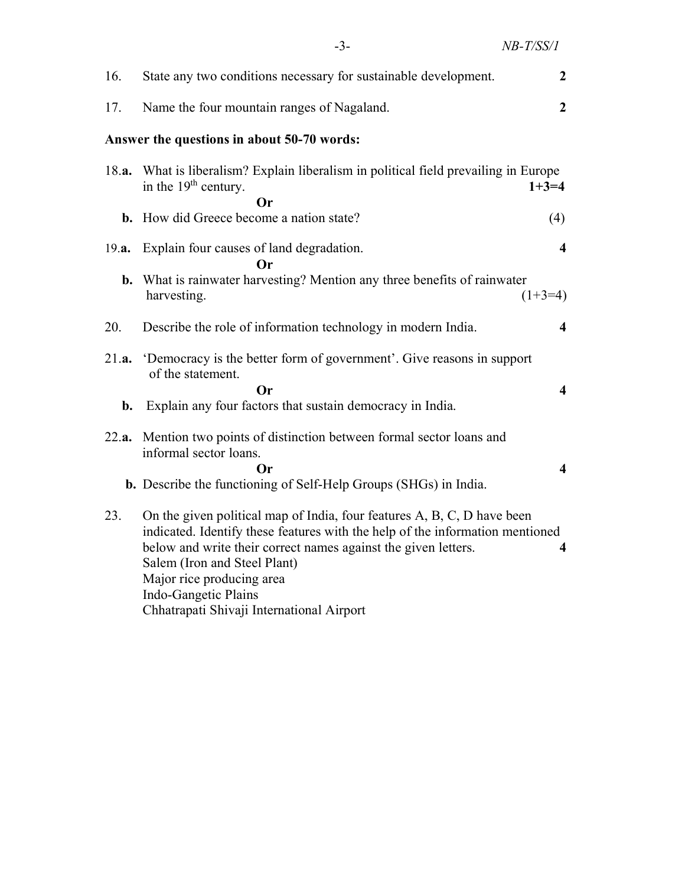16. State any two conditions necessary for sustainable development. **2**

17. Name the four mountain ranges of Nagaland. **2**

**Answer the questions in about 50-70 words:**

18.**a.** What is liberalism? Explain liberalism in political field prevailing in Europe in the 19th century. **1+3=4**

**Or**

**b.** How did Greece become a nation state? (4)

19.**a.** Explain four causes of land degradation. **4**

**Or**

**b.** What is rainwater harvesting? Mention any three benefits of rainwater harvesting. (1+3=4)

20. Describe the role of information technology in modern India. **4**

21.**a.** 'Democracy is the better form of government'. Give reasons in support of the statement.

**Or** **4**

**b.** Explain any four factors that sustain democracy in India.

22.**a.** Mention two points of distinction between formal sector loans and informal sector loans.

**Or** **4**

**b.** Describe the functioning of Self-Help Groups (SHGs) in India.

23. On the given political map of India, four features A, B, C, D have been indicated. Identify these features with the help of the information mentioned below and write their correct names against the given letters. **4**

Salem (Iron and Steel Plant)
Major rice producing area
Indo-Gangetic Plains
Chhatrapati Shivaji International Airport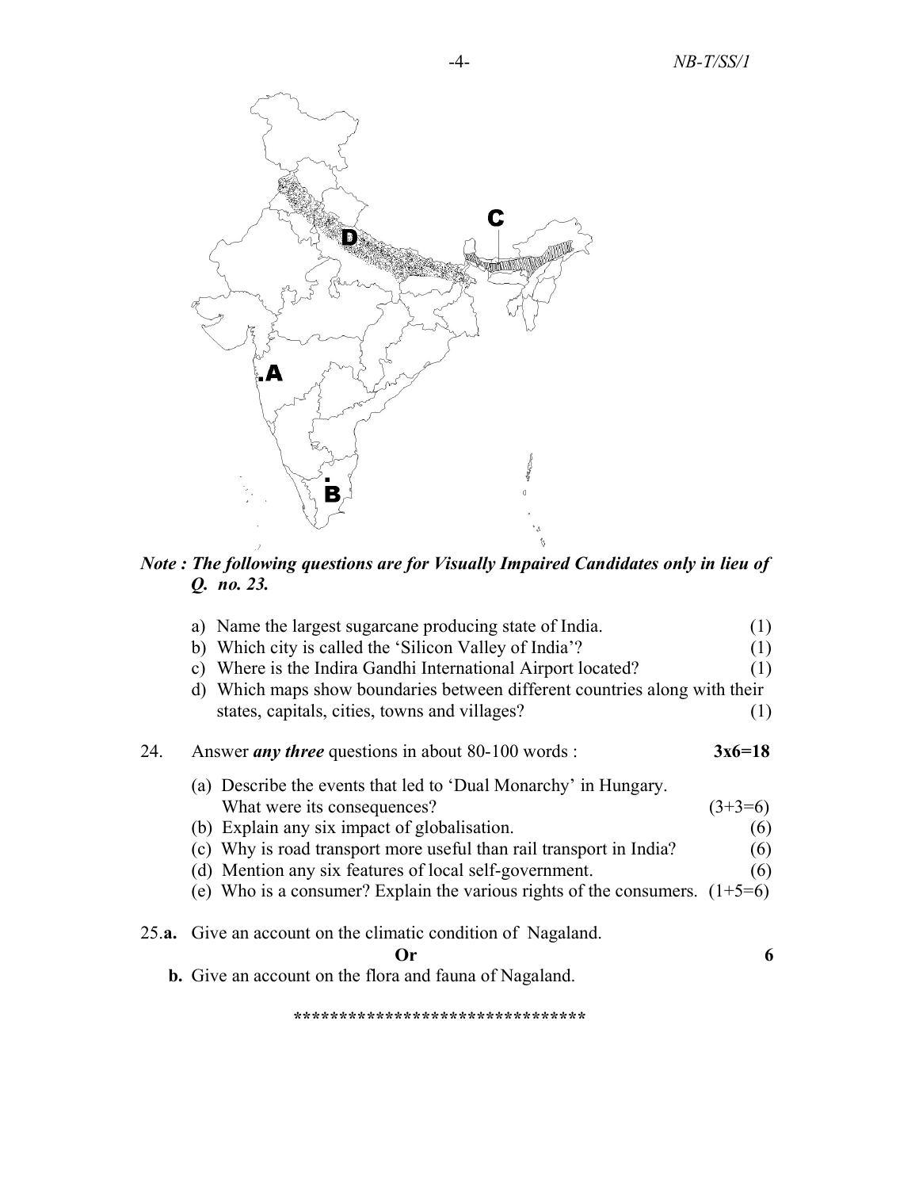*Note : The following questions are for Visually Impaired Candidates only in lieu of Q. no. 23.*

a) Name the largest sugarcane producing state of India. (1)
b) Which city is called the 'Silicon Valley of India'? (1)
c) Where is the Indira Gandhi International Airport located? (1)
d) Which maps show boundaries between different countries along with their states, capitals, cities, towns and villages? (1)

24. Answer ***any three*** questions in about 80-100 words : **3x6=18**

(a) Describe the events that led to 'Dual Monarchy' in Hungary. What were its consequences? (3+3=6)
(b) Explain any six impact of globalisation. (6)
(c) Why is road transport more useful than rail transport in India? (6)
(d) Mention any six features of local self-government. (6)
(e) Who is a consumer? Explain the various rights of the consumers. (1+5=6)

25.**a.** Give an account on the climatic condition of Nagaland.

**Or** **6**

**b.** Give an account on the flora and fauna of Nagaland.

********************************